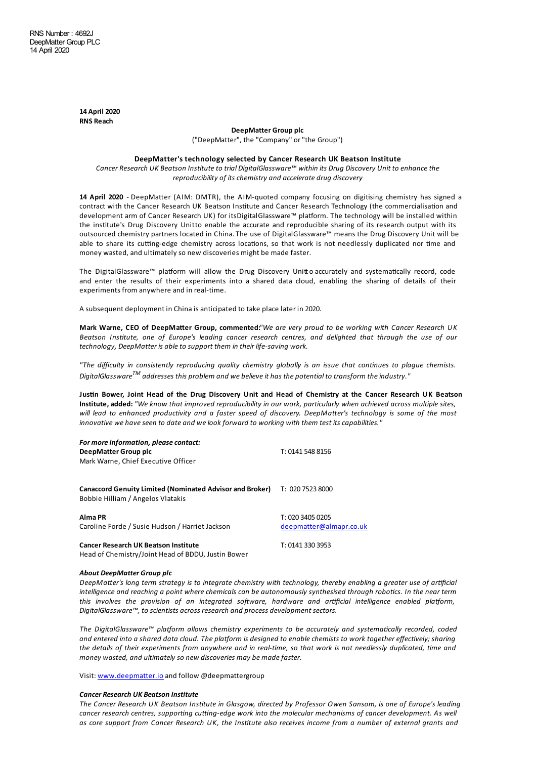RNS Number : 4692J
DeepMatter Group PLC
14 April 2020

**14 April 2020**
**RNS Reach**

**DeepMatter Group plc**
("DeepMatter", the "Company" or "the Group")

**DeepMatter's technology selected by Cancer Research UK Beatson Institute**

*Cancer Research UK Beatson Institute to trial DigitalGlassware™ within its Drug Discovery Unit to enhance the reproducibility of its chemistry and accelerate drug discovery*

**14 April 2020** - DeepMatter (AIM: DMTR), the AIM-quoted company focusing on digitising chemistry has signed a contract with the Cancer Research UK Beatson Institute and Cancer Research Technology (the commercialisation and development arm of Cancer Research UK) for itsDigitalGlassware™ platform. The technology will be installed within the institute's Drug Discovery Unitto enable the accurate and reproducible sharing of its research output with its outsourced chemistry partners located in China. The use of DigitalGlassware™ means the Drug Discovery Unit will be able to share its cutting-edge chemistry across locations, so that work is not needlessly duplicated nor time and money wasted, and ultimately so new discoveries might be made faster.

The DigitalGlassware™ platform will allow the Drug Discovery Unitto accurately and systematically record, code and enter the results of their experiments into a shared data cloud, enabling the sharing of details of their experiments from anywhere and in real-time.

A subsequent deployment in China is anticipated to take place later in 2020.

**Mark Warne, CEO of DeepMatter Group, commented:***"We are very proud to be working with Cancer Research UK Beatson Institute, one of Europe's leading cancer research centres, and delighted that through the use of our technology, DeepMatter is able to support them in their life-saving work.*

*"The difficulty in consistently reproducing quality chemistry globally is an issue that continues to plague chemists. DigitalGlassware™ addresses this problem and we believe it has the potential to transform the industry."*

**Justin Bower, Joint Head of the Drug Discovery Unit and Head of Chemistry at the Cancer Research UK Beatson Institute, added:** *"We know that improved reproducibility in our work, particularly when achieved across multiple sites, will lead to enhanced productivity and a faster speed of discovery. DeepMatter's technology is some of the most innovative we have seen to date and we look forward to working with them test its capabilities."*

***For more information, please contact:***

| | |
|---|---|
| **DeepMatter Group plc**<br>Mark Warne, Chief Executive Officer | T: 0141 548 8156 |
| **Canaccord Genuity Limited (Nominated Advisor and Broker)**<br>Bobbie Hilliam / Angelos Vlatakis | T: 020 7523 8000 |
| **Alma PR**<br>Caroline Forde / Susie Hudson / Harriet Jackson | T: 020 3405 0205<br>deepmatter@almapr.co.uk |
| **Cancer Research UK Beatson Institute**<br>Head of Chemistry/Joint Head of BDDU, Justin Bower | T: 0141 330 3953 |

***About DeepMatter Group plc***

*DeepMatter's long term strategy is to integrate chemistry with technology, thereby enabling a greater use of artificial intelligence and reaching a point where chemicals can be autonomously synthesised through robotics. In the near term this involves the provision of an integrated software, hardware and artificial intelligence enabled platform, DigitalGlassware™, to scientists across research and process development sectors.*

*The DigitalGlassware™ platform allows chemistry experiments to be accurately and systematically recorded, coded and entered into a shared data cloud. The platform is designed to enable chemists to work together effectively; sharing the details of their experiments from anywhere and in real-time, so that work is not needlessly duplicated, time and money wasted, and ultimately so new discoveries may be made faster.*

Visit: www.deepmatter.io and follow @deepmattergroup

***Cancer Research UK Beatson Institute***

*The Cancer Research UK Beatson Institute in Glasgow, directed by Professor Owen Sansom, is one of Europe's leading cancer research centres, supporting cutting-edge work into the molecular mechanisms of cancer development. As well as core support from Cancer Research UK, the Institute also receives income from a number of external grants and*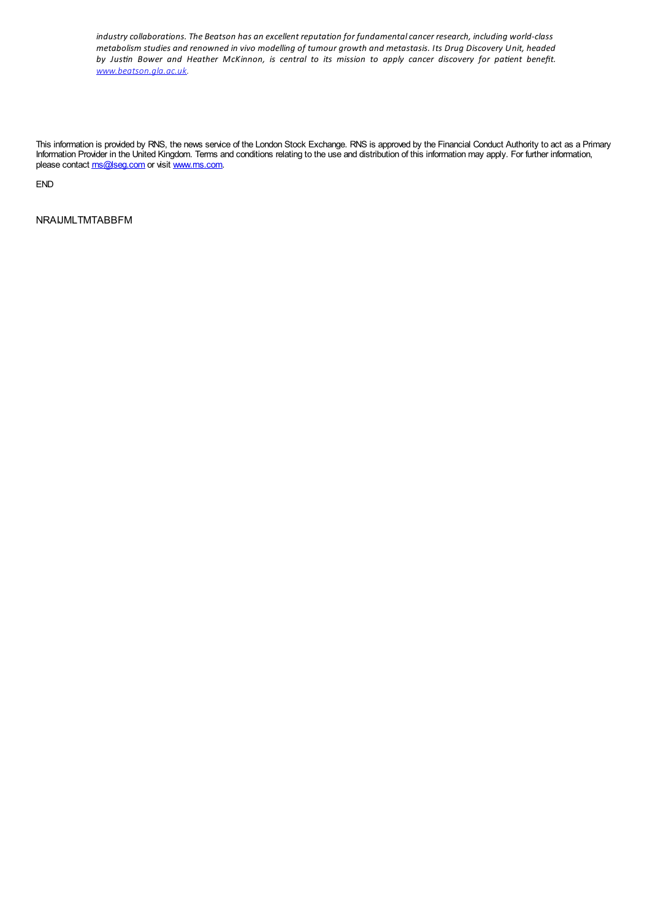*industry collaborations. The Beatson has an excellent reputation for fundamental cancer research, including world-class metabolism studies and renowned in vivo modelling of tumour growth and metastasis. Its Drug Discovery Unit, headed by Justin Bower and Heather McKinnon, is central to its mission to apply cancer discovery for patient benefit. [www.beatson.gla.ac.uk](http://www.beatson.gla.ac.uk).*

This information is provided by RNS, the news service of the London Stock Exchange. RNS is approved by the Financial Conduct Authority to act as a Primary Information Provider in the United Kingdom. Terms and conditions relating to the use and distribution of this information may apply. For further information, please contact [rns@lseg.com](mailto:rns@lseg.com) or visit [www.rns.com](http://www.rns.com).

END

NRAIJMLTMTABBFM